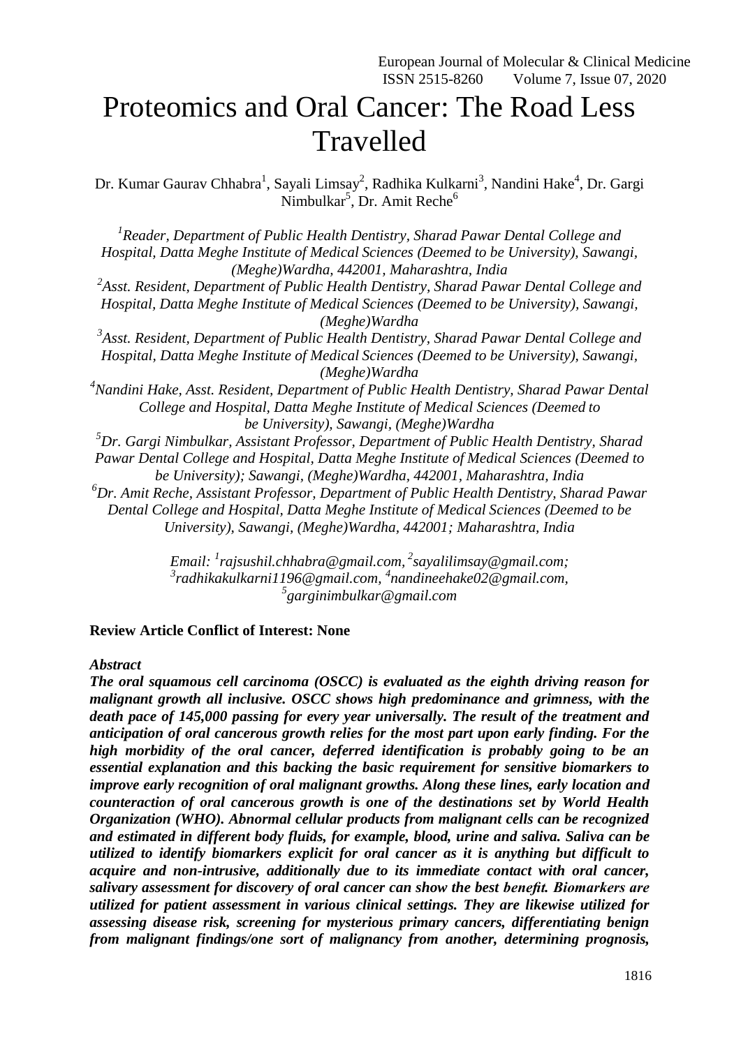# Proteomics and Oral Cancer: The Road Less Travelled

Dr. Kumar Gaurav Chhabra[1], Sayali Limsay[2], Radhika Kulkarni[3], Nandini Hake[4], Dr. Gargi Nimbulkar[5], Dr. Amit Reche[6]

*[1]Reader, Department of Public Health Dentistry, Sharad Pawar Dental College and Hospital, Datta Meghe Institute of Medical Sciences (Deemed to be University), Sawangi, (Meghe)Wardha, 442001, Maharashtra, India*
*[2]Asst. Resident, Department of Public Health Dentistry, Sharad Pawar Dental College and Hospital, Datta Meghe Institute of Medical Sciences (Deemed to be University), Sawangi, (Meghe)Wardha*
*[3]Asst. Resident, Department of Public Health Dentistry, Sharad Pawar Dental College and Hospital, Datta Meghe Institute of Medical Sciences (Deemed to be University), Sawangi, (Meghe)Wardha*
*[4]Nandini Hake, Asst. Resident, Department of Public Health Dentistry, Sharad Pawar Dental College and Hospital, Datta Meghe Institute of Medical Sciences (Deemed to be University), Sawangi, (Meghe)Wardha*
*[5]Dr. Gargi Nimbulkar, Assistant Professor, Department of Public Health Dentistry, Sharad Pawar Dental College and Hospital, Datta Meghe Institute of Medical Sciences (Deemed to be University); Sawangi, (Meghe)Wardha, 442001, Maharashtra, India*
*[6]Dr. Amit Reche, Assistant Professor, Department of Public Health Dentistry, Sharad Pawar Dental College and Hospital, Datta Meghe Institute of Medical Sciences (Deemed to be University), Sawangi, (Meghe)Wardha, 442001; Maharashtra, India*

*Email: [1]rajsushil.chhabra@gmail.com, [2]sayalilimsay@gmail.com; [3]radhikakulkarni1196@gmail.com, [4]nandineehake02@gmail.com, [5]garginimbulkar@gmail.com*

**Review Article Conflict of Interest: None**

***Abstract***

***The oral squamous cell carcinoma (OSCC) is evaluated as the eighth driving reason for malignant growth all inclusive. OSCC shows high predominance and grimness, with the death pace of 145,000 passing for every year universally. The result of the treatment and anticipation of oral cancerous growth relies for the most part upon early finding. For the high morbidity of the oral cancer, deferred identification is probably going to be an essential explanation and this backing the basic requirement for sensitive biomarkers to improve early recognition of oral malignant growths. Along these lines, early location and counteraction of oral cancerous growth is one of the destinations set by World Health Organization (WHO). Abnormal cellular products from malignant cells can be recognized and estimated in different body fluids, for example, blood, urine and saliva. Saliva can be utilized to identify biomarkers explicit for oral cancer as it is anything but difficult to acquire and non-intrusive, additionally due to its immediate contact with oral cancer, salivary assessment for discovery of oral cancer can show the best benefit. Biomarkers are utilized for patient assessment in various clinical settings. They are likewise utilized for assessing disease risk, screening for mysterious primary cancers, differentiating benign from malignant findings/one sort of malignancy from another, determining prognosis,***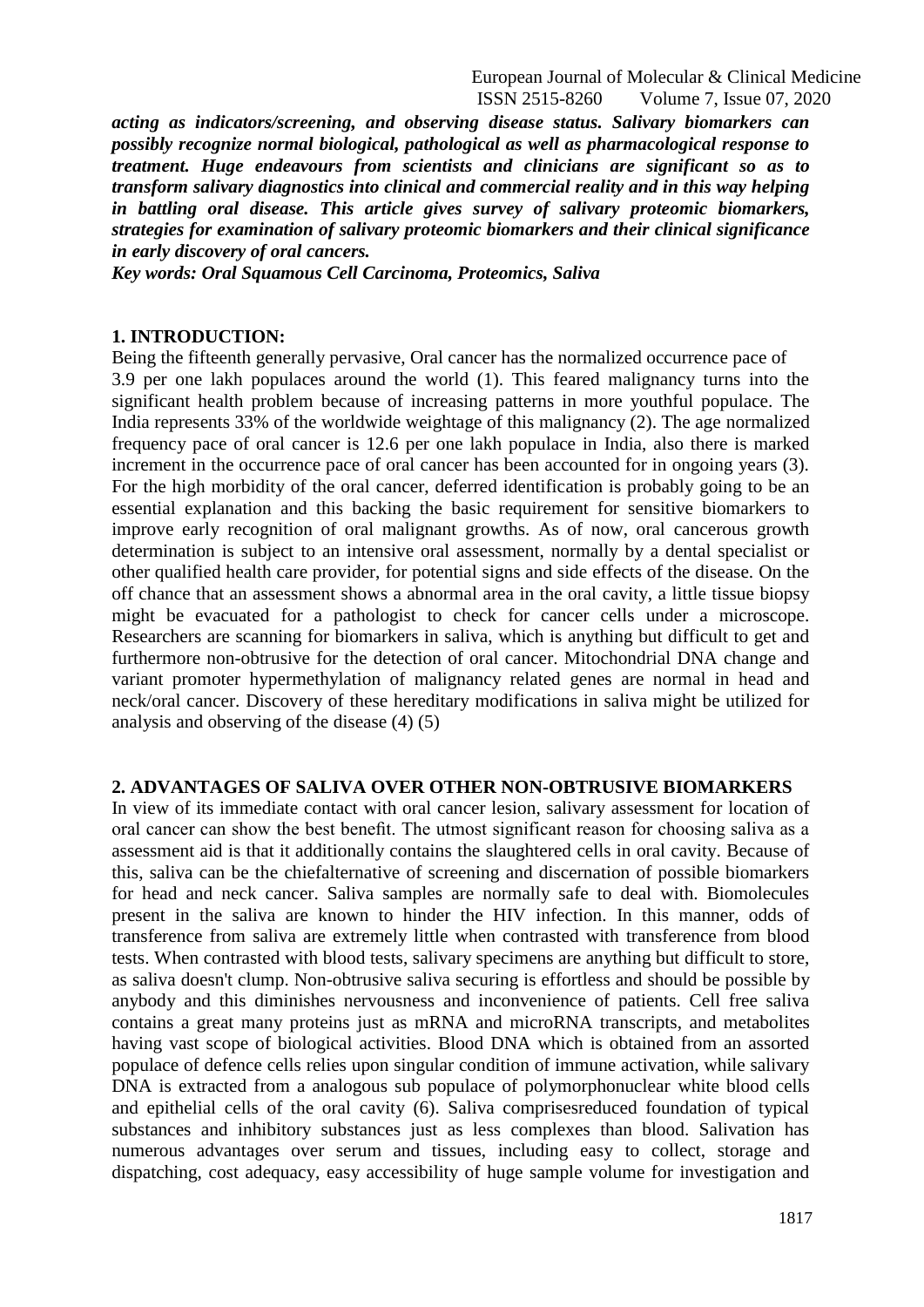***acting as indicators/screening, and observing disease status. Salivary biomarkers can possibly recognize normal biological, pathological as well as pharmacological response to treatment. Huge endeavours from scientists and clinicians are significant so as to transform salivary diagnostics into clinical and commercial reality and in this way helping in battling oral disease. This article gives survey of salivary proteomic biomarkers, strategies for examination of salivary proteomic biomarkers and their clinical significance in early discovery of oral cancers.***

***Key words: Oral Squamous Cell Carcinoma, Proteomics, Saliva***

## 1. INTRODUCTION:

Being the fifteenth generally pervasive, Oral cancer has the normalized occurrence pace of 3.9 per one lakh populaces around the world (1). This feared malignancy turns into the significant health problem because of increasing patterns in more youthful populace. The India represents 33% of the worldwide weightage of this malignancy (2). The age normalized frequency pace of oral cancer is 12.6 per one lakh populace in India, also there is marked increment in the occurrence pace of oral cancer has been accounted for in ongoing years (3). For the high morbidity of the oral cancer, deferred identification is probably going to be an essential explanation and this backing the basic requirement for sensitive biomarkers to improve early recognition of oral malignant growths. As of now, oral cancerous growth determination is subject to an intensive oral assessment, normally by a dental specialist or other qualified health care provider, for potential signs and side effects of the disease. On the off chance that an assessment shows a abnormal area in the oral cavity, a little tissue biopsy might be evacuated for a pathologist to check for cancer cells under a microscope. Researchers are scanning for biomarkers in saliva, which is anything but difficult to get and furthermore non-obtrusive for the detection of oral cancer. Mitochondrial DNA change and variant promoter hypermethylation of malignancy related genes are normal in head and neck/oral cancer. Discovery of these hereditary modifications in saliva might be utilized for analysis and observing of the disease (4) (5)

## 2. ADVANTAGES OF SALIVA OVER OTHER NON-OBTRUSIVE BIOMARKERS

In view of its immediate contact with oral cancer lesion, salivary assessment for location of oral cancer can show the best benefit. The utmost significant reason for choosing saliva as a assessment aid is that it additionally contains the slaughtered cells in oral cavity. Because of this, saliva can be the chiefalternative of screening and discernation of possible biomarkers for head and neck cancer. Saliva samples are normally safe to deal with. Biomolecules present in the saliva are known to hinder the HIV infection. In this manner, odds of transference from saliva are extremely little when contrasted with transference from blood tests. When contrasted with blood tests, salivary specimens are anything but difficult to store, as saliva doesn't clump. Non-obtrusive saliva securing is effortless and should be possible by anybody and this diminishes nervousness and inconvenience of patients. Cell free saliva contains a great many proteins just as mRNA and microRNA transcripts, and metabolites having vast scope of biological activities. Blood DNA which is obtained from an assorted populace of defence cells relies upon singular condition of immune activation, while salivary DNA is extracted from a analogous sub populace of polymorphonuclear white blood cells and epithelial cells of the oral cavity (6). Saliva comprisesreduced foundation of typical substances and inhibitory substances just as less complexes than blood. Salivation has numerous advantages over serum and tissues, including easy to collect, storage and dispatching, cost adequacy, easy accessibility of huge sample volume for investigation and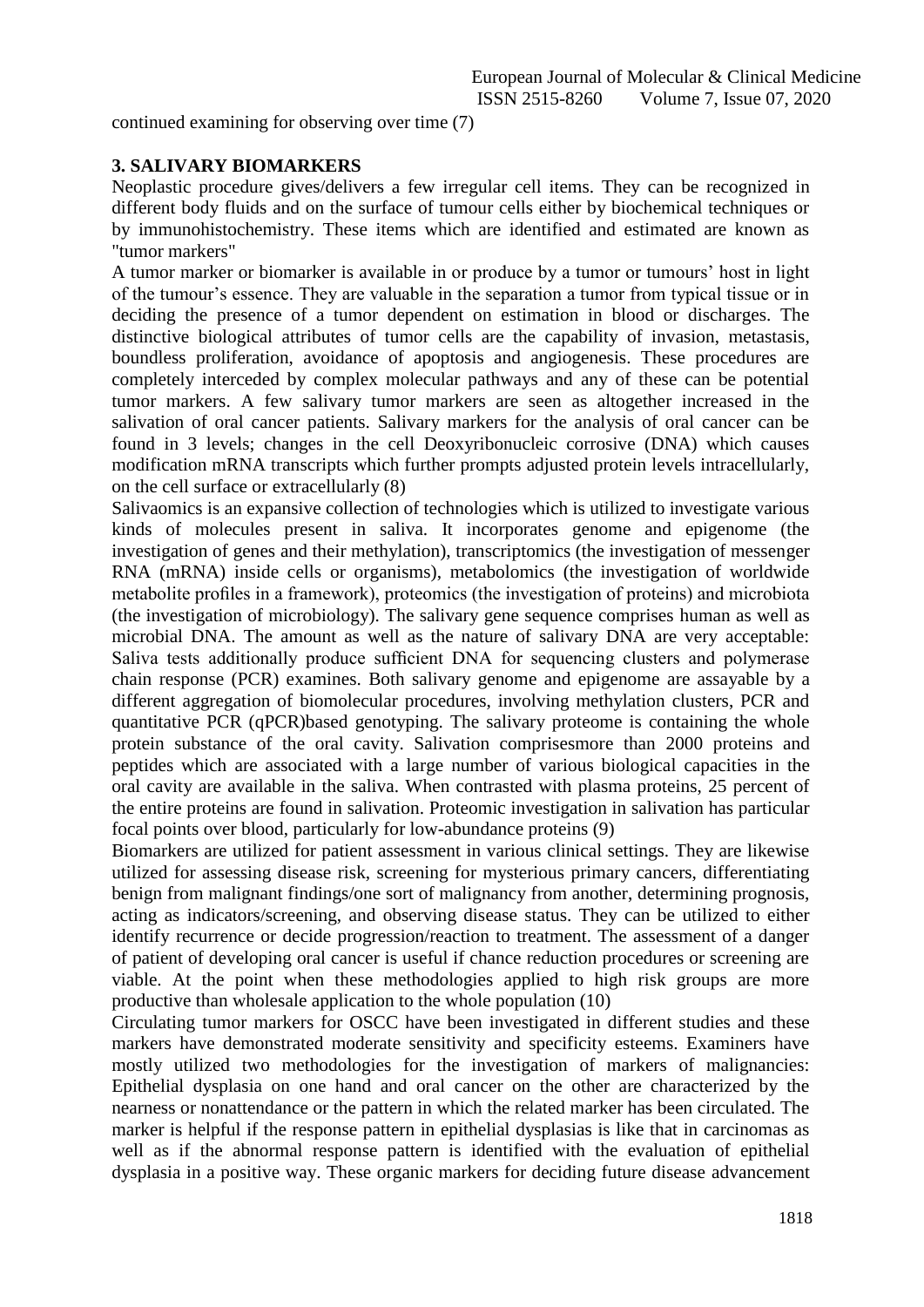continued examining for observing over time (7)

## 3. SALIVARY BIOMARKERS

Neoplastic procedure gives/delivers a few irregular cell items. They can be recognized in different body fluids and on the surface of tumour cells either by biochemical techniques or by immunohistochemistry. These items which are identified and estimated are known as "tumor markers"

A tumor marker or biomarker is available in or produce by a tumor or tumours' host in light of the tumour's essence. They are valuable in the separation a tumor from typical tissue or in deciding the presence of a tumor dependent on estimation in blood or discharges. The distinctive biological attributes of tumor cells are the capability of invasion, metastasis, boundless proliferation, avoidance of apoptosis and angiogenesis. These procedures are completely interceded by complex molecular pathways and any of these can be potential tumor markers. A few salivary tumor markers are seen as altogether increased in the salivation of oral cancer patients. Salivary markers for the analysis of oral cancer can be found in 3 levels; changes in the cell Deoxyribonucleic corrosive (DNA) which causes modification mRNA transcripts which further prompts adjusted protein levels intracellularly, on the cell surface or extracellularly (8)

Salivaomics is an expansive collection of technologies which is utilized to investigate various kinds of molecules present in saliva. It incorporates genome and epigenome (the investigation of genes and their methylation), transcriptomics (the investigation of messenger RNA (mRNA) inside cells or organisms), metabolomics (the investigation of worldwide metabolite profiles in a framework), proteomics (the investigation of proteins) and microbiota (the investigation of microbiology). The salivary gene sequence comprises human as well as microbial DNA. The amount as well as the nature of salivary DNA are very acceptable: Saliva tests additionally produce sufficient DNA for sequencing clusters and polymerase chain response (PCR) examines. Both salivary genome and epigenome are assayable by a different aggregation of biomolecular procedures, involving methylation clusters, PCR and quantitative PCR (qPCR)based genotyping. The salivary proteome is containing the whole protein substance of the oral cavity. Salivation comprisesmore than 2000 proteins and peptides which are associated with a large number of various biological capacities in the oral cavity are available in the saliva. When contrasted with plasma proteins, 25 percent of the entire proteins are found in salivation. Proteomic investigation in salivation has particular focal points over blood, particularly for low-abundance proteins (9)

Biomarkers are utilized for patient assessment in various clinical settings. They are likewise utilized for assessing disease risk, screening for mysterious primary cancers, differentiating benign from malignant findings/one sort of malignancy from another, determining prognosis, acting as indicators/screening, and observing disease status. They can be utilized to either identify recurrence or decide progression/reaction to treatment. The assessment of a danger of patient of developing oral cancer is useful if chance reduction procedures or screening are viable. At the point when these methodologies applied to high risk groups are more productive than wholesale application to the whole population (10)

Circulating tumor markers for OSCC have been investigated in different studies and these markers have demonstrated moderate sensitivity and specificity esteems. Examiners have mostly utilized two methodologies for the investigation of markers of malignancies: Epithelial dysplasia on one hand and oral cancer on the other are characterized by the nearness or nonattendance or the pattern in which the related marker has been circulated. The marker is helpful if the response pattern in epithelial dysplasias is like that in carcinomas as well as if the abnormal response pattern is identified with the evaluation of epithelial dysplasia in a positive way. These organic markers for deciding future disease advancement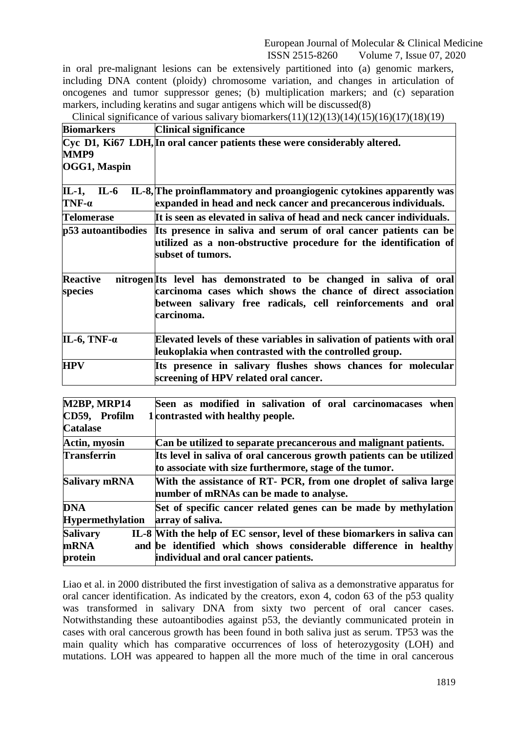in oral pre-malignant lesions can be extensively partitioned into (a) genomic markers, including DNA content (ploidy) chromosome variation, and changes in articulation of oncogenes and tumor suppressor genes; (b) multiplication markers; and (c) separation markers, including keratins and sugar antigens which will be discussed(8)

Clinical significance of various salivary biomarkers(11)(12)(13)(14)(15)(16)(17)(18)(19)

| **Biomarkers** | **Clinical significance** |
|---|---|
| **Cyc D1, Ki67 LDH, MMP9 OGG1, Maspin** | **In oral cancer patients these were considerably altered.** |
| **IL-1, IL-6 IL-8, TNF-α** | **The proinflammatory and proangiogenic cytokines apparently was expanded in head and neck cancer and precancerous individuals.** |
| **Telomerase** | **It is seen as elevated in saliva of head and neck cancer individuals.** |
| **p53 autoantibodies** | **Its presence in saliva and serum of oral cancer patients can be utilized as a non-obstructive procedure for the identification of subset of tumors.** |
| **Reactive nitrogen species** | **Its level has demonstrated to be changed in saliva of oral carcinoma cases which shows the chance of direct association between salivary free radicals, cell reinforcements and oral carcinoma.** |
| **IL-6, TNF-α** | **Elevated levels of these variables in salivation of patients with oral leukoplakia when contrasted with the controlled group.** |
| **HPV** | **Its presence in salivary flushes shows chances for molecular screening of HPV related oral cancer.** |
| **M2BP, MRP14 CD59, Profilm 1 Catalase** | **Seen as modified in salivation of oral carcinomacases when contrasted with healthy people.** |
| **Actin, myosin** | **Can be utilized to separate precancerous and malignant patients.** |
| **Transferrin** | **Its level in saliva of oral cancerous growth patients can be utilized to associate with size furthermore, stage of the tumor.** |
| **Salivary mRNA** | **With the assistance of RT- PCR, from one droplet of saliva large number of mRNAs can be made to analyse.** |
| **DNA Hypermethylation** | **Set of specific cancer related genes can be made by methylation array of saliva.** |
| **Salivary IL-8 mRNA and protein** | **With the help of EC sensor, level of these biomarkers in saliva can be identified which shows considerable difference in healthy individual and oral cancer patients.** |

Liao et al. in 2000 distributed the first investigation of saliva as a demonstrative apparatus for oral cancer identification. As indicated by the creators, exon 4, codon 63 of the p53 quality was transformed in salivary DNA from sixty two percent of oral cancer cases. Notwithstanding these autoantibodies against p53, the deviantly communicated protein in cases with oral cancerous growth has been found in both saliva just as serum. TP53 was the main quality which has comparative occurrences of loss of heterozygosity (LOH) and mutations. LOH was appeared to happen all the more much of the time in oral cancerous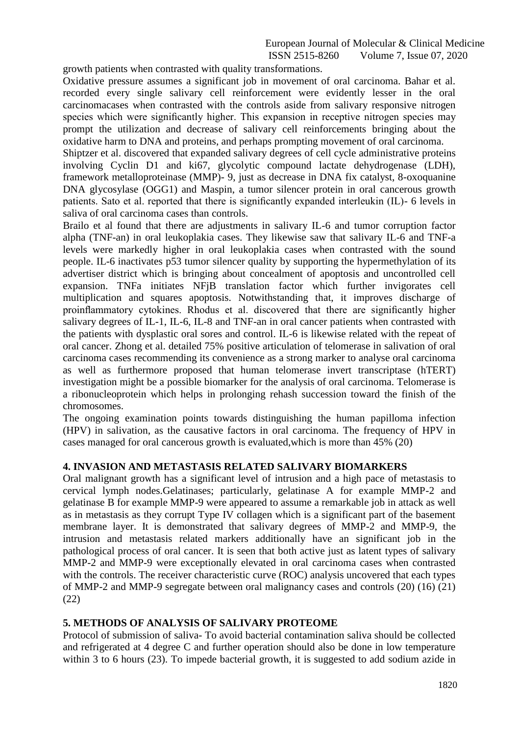growth patients when contrasted with quality transformations.

Oxidative pressure assumes a significant job in movement of oral carcinoma. Bahar et al. recorded every single salivary cell reinforcement were evidently lesser in the oral carcinomacases when contrasted with the controls aside from salivary responsive nitrogen species which were significantly higher. This expansion in receptive nitrogen species may prompt the utilization and decrease of salivary cell reinforcements bringing about the oxidative harm to DNA and proteins, and perhaps prompting movement of oral carcinoma.

Shiptzer et al. discovered that expanded salivary degrees of cell cycle administrative proteins involving Cyclin D1 and ki67, glycolytic compound lactate dehydrogenase (LDH), framework metalloproteinase (MMP)- 9, just as decrease in DNA fix catalyst, 8-oxoquanine DNA glycosylase (OGG1) and Maspin, a tumor silencer protein in oral cancerous growth patients. Sato et al. reported that there is significantly expanded interleukin (IL)- 6 levels in saliva of oral carcinoma cases than controls.

Brailo et al found that there are adjustments in salivary IL-6 and tumor corruption factor alpha (TNF-an) in oral leukoplakia cases. They likewise saw that salivary IL-6 and TNF-a levels were markedly higher in oral leukoplakia cases when contrasted with the sound people. IL-6 inactivates p53 tumor silencer quality by supporting the hypermethylation of its advertiser district which is bringing about concealment of apoptosis and uncontrolled cell expansion. TNFa initiates NFjB translation factor which further invigorates cell multiplication and squares apoptosis. Notwithstanding that, it improves discharge of proinflammatory cytokines. Rhodus et al. discovered that there are significantly higher salivary degrees of IL-1, IL-6, IL-8 and TNF-an in oral cancer patients when contrasted with the patients with dysplastic oral sores and control. IL-6 is likewise related with the repeat of oral cancer. Zhong et al. detailed 75% positive articulation of telomerase in salivation of oral carcinoma cases recommending its convenience as a strong marker to analyse oral carcinoma as well as furthermore proposed that human telomerase invert transcriptase (hTERT) investigation might be a possible biomarker for the analysis of oral carcinoma. Telomerase is a ribonucleoprotein which helps in prolonging rehash succession toward the finish of the chromosomes.

The ongoing examination points towards distinguishing the human papilloma infection (HPV) in salivation, as the causative factors in oral carcinoma. The frequency of HPV in cases managed for oral cancerous growth is evaluated,which is more than 45% (20)

## 4. INVASION AND METASTASIS RELATED SALIVARY BIOMARKERS

Oral malignant growth has a significant level of intrusion and a high pace of metastasis to cervical lymph nodes.Gelatinases; particularly, gelatinase A for example MMP-2 and gelatinase B for example MMP-9 were appeared to assume a remarkable job in attack as well as in metastasis as they corrupt Type IV collagen which is a significant part of the basement membrane layer. It is demonstrated that salivary degrees of MMP-2 and MMP-9, the intrusion and metastasis related markers additionally have an significant job in the pathological process of oral cancer. It is seen that both active just as latent types of salivary MMP-2 and MMP-9 were exceptionally elevated in oral carcinoma cases when contrasted with the controls. The receiver characteristic curve (ROC) analysis uncovered that each types of MMP-2 and MMP-9 segregate between oral malignancy cases and controls (20) (16) (21) (22)

## 5. METHODS OF ANALYSIS OF SALIVARY PROTEOME

Protocol of submission of saliva- To avoid bacterial contamination saliva should be collected and refrigerated at 4 degree C and further operation should also be done in low temperature within 3 to 6 hours (23). To impede bacterial growth, it is suggested to add sodium azide in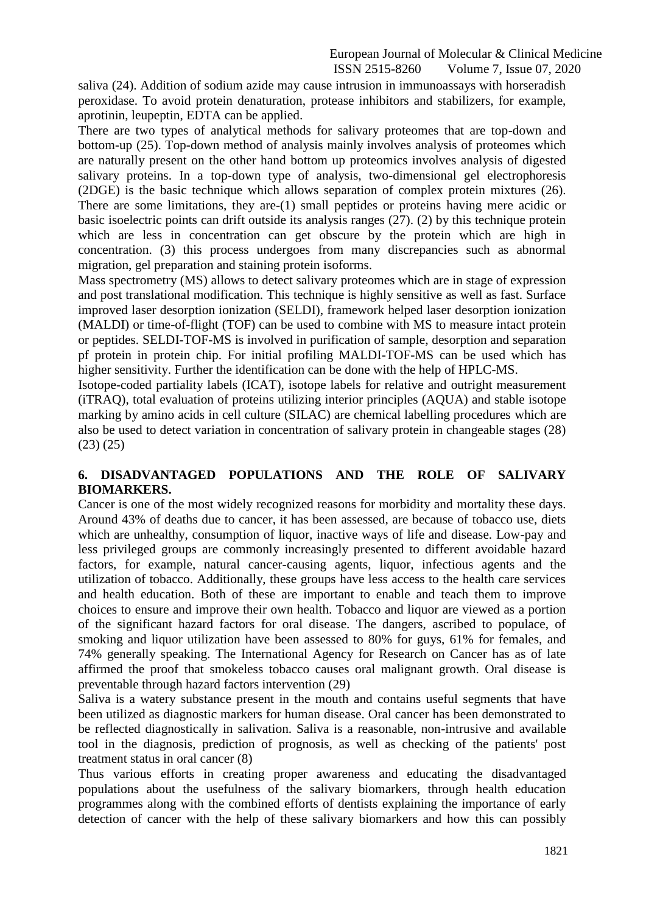saliva (24). Addition of sodium azide may cause intrusion in immunoassays with horseradish peroxidase. To avoid protein denaturation, protease inhibitors and stabilizers, for example, aprotinin, leupeptin, EDTA can be applied.

There are two types of analytical methods for salivary proteomes that are top-down and bottom-up (25). Top-down method of analysis mainly involves analysis of proteomes which are naturally present on the other hand bottom up proteomics involves analysis of digested salivary proteins. In a top-down type of analysis, two-dimensional gel electrophoresis (2DGE) is the basic technique which allows separation of complex protein mixtures (26). There are some limitations, they are-(1) small peptides or proteins having mere acidic or basic isoelectric points can drift outside its analysis ranges (27). (2) by this technique protein which are less in concentration can get obscure by the protein which are high in concentration. (3) this process undergoes from many discrepancies such as abnormal migration, gel preparation and staining protein isoforms.

Mass spectrometry (MS) allows to detect salivary proteomes which are in stage of expression and post translational modification. This technique is highly sensitive as well as fast. Surface improved laser desorption ionization (SELDI), framework helped laser desorption ionization (MALDI) or time-of-flight (TOF) can be used to combine with MS to measure intact protein or peptides. SELDI-TOF-MS is involved in purification of sample, desorption and separation pf protein in protein chip. For initial profiling MALDI-TOF-MS can be used which has higher sensitivity. Further the identification can be done with the help of HPLC-MS.

Isotope-coded partiality labels (ICAT), isotope labels for relative and outright measurement (iTRAQ), total evaluation of proteins utilizing interior principles (AQUA) and stable isotope marking by amino acids in cell culture (SILAC) are chemical labelling procedures which are also be used to detect variation in concentration of salivary protein in changeable stages (28) (23) (25)

## 6. DISADVANTAGED POPULATIONS AND THE ROLE OF SALIVARY BIOMARKERS.

Cancer is one of the most widely recognized reasons for morbidity and mortality these days. Around 43% of deaths due to cancer, it has been assessed, are because of tobacco use, diets which are unhealthy, consumption of liquor, inactive ways of life and disease. Low-pay and less privileged groups are commonly increasingly presented to different avoidable hazard factors, for example, natural cancer-causing agents, liquor, infectious agents and the utilization of tobacco. Additionally, these groups have less access to the health care services and health education. Both of these are important to enable and teach them to improve choices to ensure and improve their own health. Tobacco and liquor are viewed as a portion of the significant hazard factors for oral disease. The dangers, ascribed to populace, of smoking and liquor utilization have been assessed to 80% for guys, 61% for females, and 74% generally speaking. The International Agency for Research on Cancer has as of late affirmed the proof that smokeless tobacco causes oral malignant growth. Oral disease is preventable through hazard factors intervention (29)

Saliva is a watery substance present in the mouth and contains useful segments that have been utilized as diagnostic markers for human disease. Oral cancer has been demonstrated to be reflected diagnostically in salivation. Saliva is a reasonable, non-intrusive and available tool in the diagnosis, prediction of prognosis, as well as checking of the patients' post treatment status in oral cancer (8)

Thus various efforts in creating proper awareness and educating the disadvantaged populations about the usefulness of the salivary biomarkers, through health education programmes along with the combined efforts of dentists explaining the importance of early detection of cancer with the help of these salivary biomarkers and how this can possibly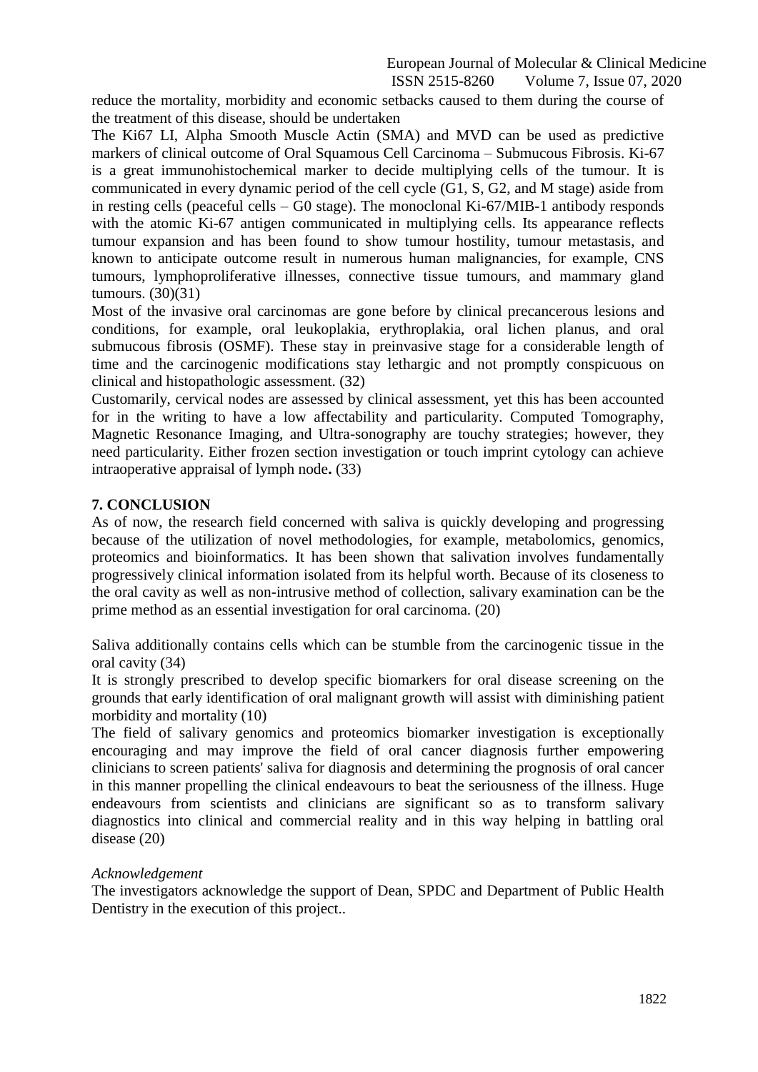reduce the mortality, morbidity and economic setbacks caused to them during the course of the treatment of this disease, should be undertaken

The Ki67 LI, Alpha Smooth Muscle Actin (SMA) and MVD can be used as predictive markers of clinical outcome of Oral Squamous Cell Carcinoma – Submucous Fibrosis. Ki-67 is a great immunohistochemical marker to decide multiplying cells of the tumour. It is communicated in every dynamic period of the cell cycle (G1, S, G2, and M stage) aside from in resting cells (peaceful cells – G0 stage). The monoclonal Ki-67/MIB-1 antibody responds with the atomic Ki-67 antigen communicated in multiplying cells. Its appearance reflects tumour expansion and has been found to show tumour hostility, tumour metastasis, and known to anticipate outcome result in numerous human malignancies, for example, CNS tumours, lymphoproliferative illnesses, connective tissue tumours, and mammary gland tumours. (30)(31)

Most of the invasive oral carcinomas are gone before by clinical precancerous lesions and conditions, for example, oral leukoplakia, erythroplakia, oral lichen planus, and oral submucous fibrosis (OSMF). These stay in preinvasive stage for a considerable length of time and the carcinogenic modifications stay lethargic and not promptly conspicuous on clinical and histopathologic assessment. (32)

Customarily, cervical nodes are assessed by clinical assessment, yet this has been accounted for in the writing to have a low affectability and particularity. Computed Tomography, Magnetic Resonance Imaging, and Ultra-sonography are touchy strategies; however, they need particularity. Either frozen section investigation or touch imprint cytology can achieve intraoperative appraisal of lymph node**.** (33)

## 7. CONCLUSION

As of now, the research field concerned with saliva is quickly developing and progressing because of the utilization of novel methodologies, for example, metabolomics, genomics, proteomics and bioinformatics. It has been shown that salivation involves fundamentally progressively clinical information isolated from its helpful worth. Because of its closeness to the oral cavity as well as non-intrusive method of collection, salivary examination can be the prime method as an essential investigation for oral carcinoma. (20)

Saliva additionally contains cells which can be stumble from the carcinogenic tissue in the oral cavity (34)

It is strongly prescribed to develop specific biomarkers for oral disease screening on the grounds that early identification of oral malignant growth will assist with diminishing patient morbidity and mortality (10)

The field of salivary genomics and proteomics biomarker investigation is exceptionally encouraging and may improve the field of oral cancer diagnosis further empowering clinicians to screen patients' saliva for diagnosis and determining the prognosis of oral cancer in this manner propelling the clinical endeavours to beat the seriousness of the illness. Huge endeavours from scientists and clinicians are significant so as to transform salivary diagnostics into clinical and commercial reality and in this way helping in battling oral disease (20)

*Acknowledgement*

The investigators acknowledge the support of Dean, SPDC and Department of Public Health Dentistry in the execution of this project..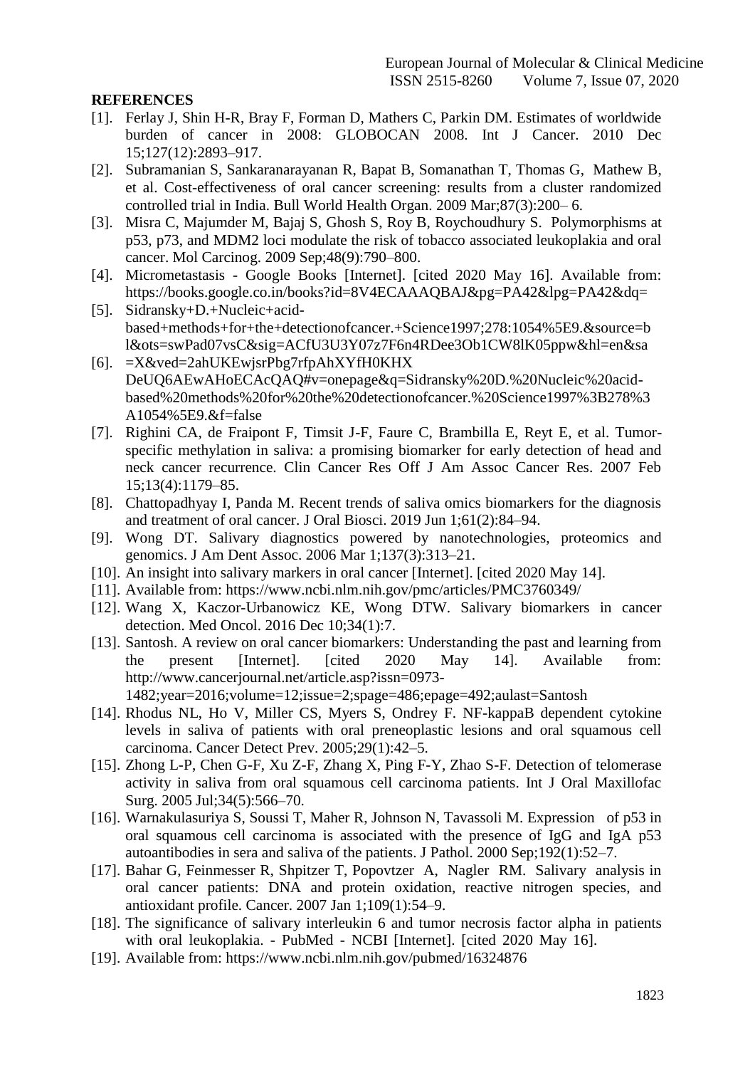**REFERENCES**

[1]. Ferlay J, Shin H-R, Bray F, Forman D, Mathers C, Parkin DM. Estimates of worldwide burden of cancer in 2008: GLOBOCAN 2008. Int J Cancer. 2010 Dec 15;127(12):2893–917.

[2]. Subramanian S, Sankaranarayanan R, Bapat B, Somanathan T, Thomas G, Mathew B, et al. Cost-effectiveness of oral cancer screening: results from a cluster randomized controlled trial in India. Bull World Health Organ. 2009 Mar;87(3):200– 6.

[3]. Misra C, Majumder M, Bajaj S, Ghosh S, Roy B, Roychoudhury S. Polymorphisms at p53, p73, and MDM2 loci modulate the risk of tobacco associated leukoplakia and oral cancer. Mol Carcinog. 2009 Sep;48(9):790–800.

[4]. Micrometastasis - Google Books [Internet]. [cited 2020 May 16]. Available from: https://books.google.co.in/books?id=8V4ECAAAQBAJ&pg=PA42&lpg=PA42&dq=

[5]. Sidransky+D.+Nucleic+acid-based+methods+for+the+detectionofcancer.+Science1997;278:1054%5E9.&source=bl&ots=swPad07vsC&sig=ACfU3U3Y07z7F6n4RDee3Ob1CW8lK05ppw&hl=en&sa

[6]. =X&ved=2ahUKEwjsrPbg7rfpAhXYfH0KHX DeUQ6AEwAHoECAcQAQ#v=onepage&q=Sidransky%20D.%20Nucleic%20acid-based%20methods%20for%20the%20detectionofcancer.%20Science1997%3B278%3A1054%5E9.&f=false

[7]. Righini CA, de Fraipont F, Timsit J-F, Faure C, Brambilla E, Reyt E, et al. Tumor-specific methylation in saliva: a promising biomarker for early detection of head and neck cancer recurrence. Clin Cancer Res Off J Am Assoc Cancer Res. 2007 Feb 15;13(4):1179–85.

[8]. Chattopadhyay I, Panda M. Recent trends of saliva omics biomarkers for the diagnosis and treatment of oral cancer. J Oral Biosci. 2019 Jun 1;61(2):84–94.

[9]. Wong DT. Salivary diagnostics powered by nanotechnologies, proteomics and genomics. J Am Dent Assoc. 2006 Mar 1;137(3):313–21.

[10]. An insight into salivary markers in oral cancer [Internet]. [cited 2020 May 14].

[11]. Available from: https://www.ncbi.nlm.nih.gov/pmc/articles/PMC3760349/

[12]. Wang X, Kaczor-Urbanowicz KE, Wong DTW. Salivary biomarkers in cancer detection. Med Oncol. 2016 Dec 10;34(1):7.

[13]. Santosh. A review on oral cancer biomarkers: Understanding the past and learning from the present [Internet]. [cited 2020 May 14]. Available from: http://www.cancerjournal.net/article.asp?issn=0973-1482;year=2016;volume=12;issue=2;spage=486;epage=492;aulast=Santosh

[14]. Rhodus NL, Ho V, Miller CS, Myers S, Ondrey F. NF-kappaB dependent cytokine levels in saliva of patients with oral preneoplastic lesions and oral squamous cell carcinoma. Cancer Detect Prev. 2005;29(1):42–5.

[15]. Zhong L-P, Chen G-F, Xu Z-F, Zhang X, Ping F-Y, Zhao S-F. Detection of telomerase activity in saliva from oral squamous cell carcinoma patients. Int J Oral Maxillofac Surg. 2005 Jul;34(5):566–70.

[16]. Warnakulasuriya S, Soussi T, Maher R, Johnson N, Tavassoli M. Expression of p53 in oral squamous cell carcinoma is associated with the presence of IgG and IgA p53 autoantibodies in sera and saliva of the patients. J Pathol. 2000 Sep;192(1):52–7.

[17]. Bahar G, Feinmesser R, Shpitzer T, Popovtzer A, Nagler RM. Salivary analysis in oral cancer patients: DNA and protein oxidation, reactive nitrogen species, and antioxidant profile. Cancer. 2007 Jan 1;109(1):54–9.

[18]. The significance of salivary interleukin 6 and tumor necrosis factor alpha in patients with oral leukoplakia. - PubMed - NCBI [Internet]. [cited 2020 May 16].

[19]. Available from: https://www.ncbi.nlm.nih.gov/pubmed/16324876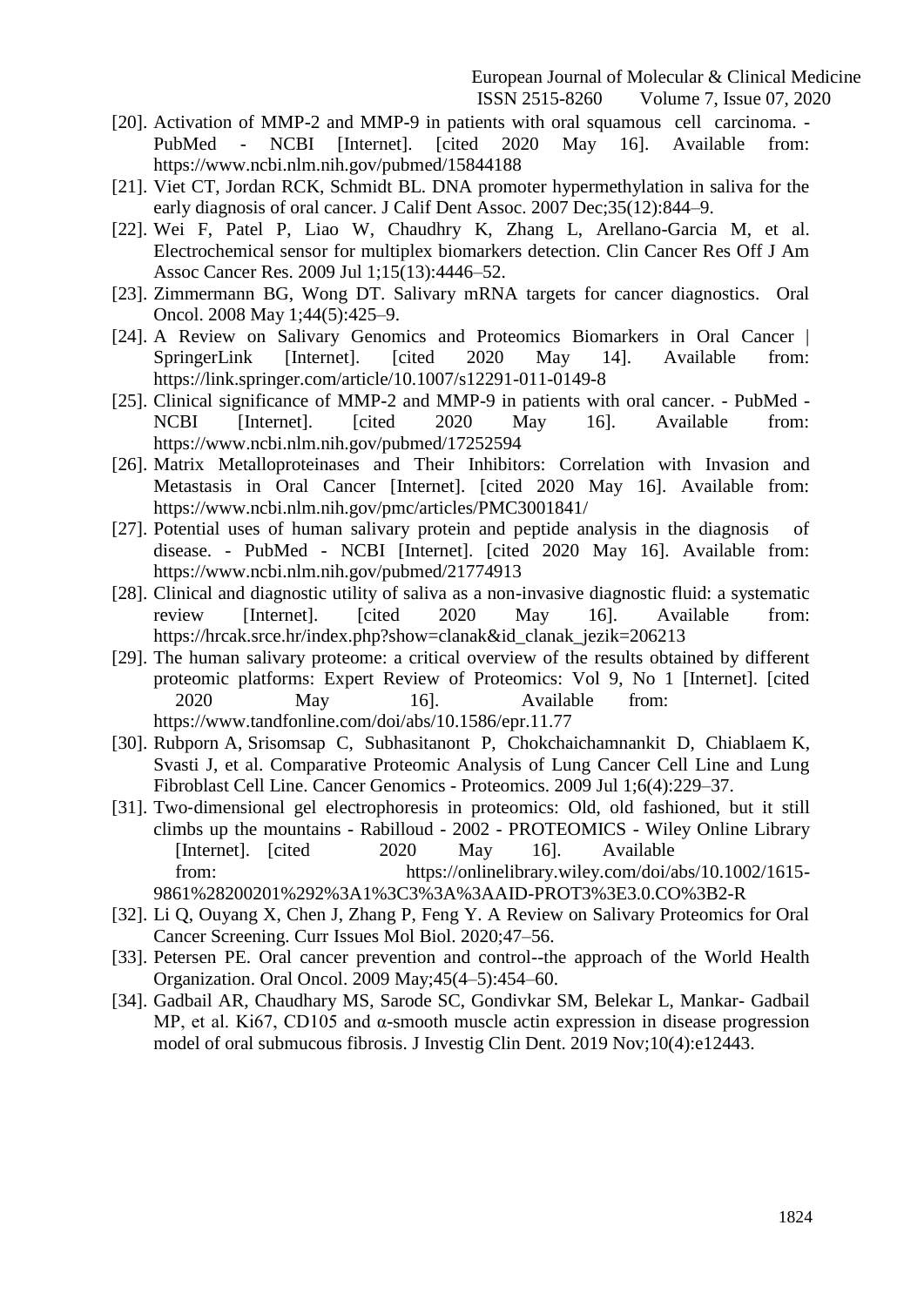[20]. Activation of MMP-2 and MMP-9 in patients with oral squamous cell carcinoma. - PubMed - NCBI [Internet]. [cited 2020 May 16]. Available from: https://www.ncbi.nlm.nih.gov/pubmed/15844188

[21]. Viet CT, Jordan RCK, Schmidt BL. DNA promoter hypermethylation in saliva for the early diagnosis of oral cancer. J Calif Dent Assoc. 2007 Dec;35(12):844–9.

[22]. Wei F, Patel P, Liao W, Chaudhry K, Zhang L, Arellano-Garcia M, et al. Electrochemical sensor for multiplex biomarkers detection. Clin Cancer Res Off J Am Assoc Cancer Res. 2009 Jul 1;15(13):4446–52.

[23]. Zimmermann BG, Wong DT. Salivary mRNA targets for cancer diagnostics. Oral Oncol. 2008 May 1;44(5):425–9.

[24]. A Review on Salivary Genomics and Proteomics Biomarkers in Oral Cancer | SpringerLink [Internet]. [cited 2020 May 14]. Available from: https://link.springer.com/article/10.1007/s12291-011-0149-8

[25]. Clinical significance of MMP-2 and MMP-9 in patients with oral cancer. - PubMed - NCBI [Internet]. [cited 2020 May 16]. Available from: https://www.ncbi.nlm.nih.gov/pubmed/17252594

[26]. Matrix Metalloproteinases and Their Inhibitors: Correlation with Invasion and Metastasis in Oral Cancer [Internet]. [cited 2020 May 16]. Available from: https://www.ncbi.nlm.nih.gov/pmc/articles/PMC3001841/

[27]. Potential uses of human salivary protein and peptide analysis in the diagnosis of disease. - PubMed - NCBI [Internet]. [cited 2020 May 16]. Available from: https://www.ncbi.nlm.nih.gov/pubmed/21774913

[28]. Clinical and diagnostic utility of saliva as a non-invasive diagnostic fluid: a systematic review [Internet]. [cited 2020 May 16]. Available from: https://hrcak.srce.hr/index.php?show=clanak&id_clanak_jezik=206213

[29]. The human salivary proteome: a critical overview of the results obtained by different proteomic platforms: Expert Review of Proteomics: Vol 9, No 1 [Internet]. [cited 2020 May 16]. Available from: https://www.tandfonline.com/doi/abs/10.1586/epr.11.77

[30]. Rubporn A, Srisomsap C, Subhasitanont P, Chokchaichamnankit D, Chiablaem K, Svasti J, et al. Comparative Proteomic Analysis of Lung Cancer Cell Line and Lung Fibroblast Cell Line. Cancer Genomics - Proteomics. 2009 Jul 1;6(4):229–37.

[31]. Two-dimensional gel electrophoresis in proteomics: Old, old fashioned, but it still climbs up the mountains - Rabilloud - 2002 - PROTEOMICS - Wiley Online Library [Internet]. [cited 2020 May 16]. Available from: https://onlinelibrary.wiley.com/doi/abs/10.1002/1615-9861%28200201%292%3A1%3C3%3A%3AAID-PROT3%3E3.0.CO%3B2-R

[32]. Li Q, Ouyang X, Chen J, Zhang P, Feng Y. A Review on Salivary Proteomics for Oral Cancer Screening. Curr Issues Mol Biol. 2020;47–56.

[33]. Petersen PE. Oral cancer prevention and control--the approach of the World Health Organization. Oral Oncol. 2009 May;45(4–5):454–60.

[34]. Gadbail AR, Chaudhary MS, Sarode SC, Gondivkar SM, Belekar L, Mankar- Gadbail MP, et al. Ki67, CD105 and α-smooth muscle actin expression in disease progression model of oral submucous fibrosis. J Investig Clin Dent. 2019 Nov;10(4):e12443.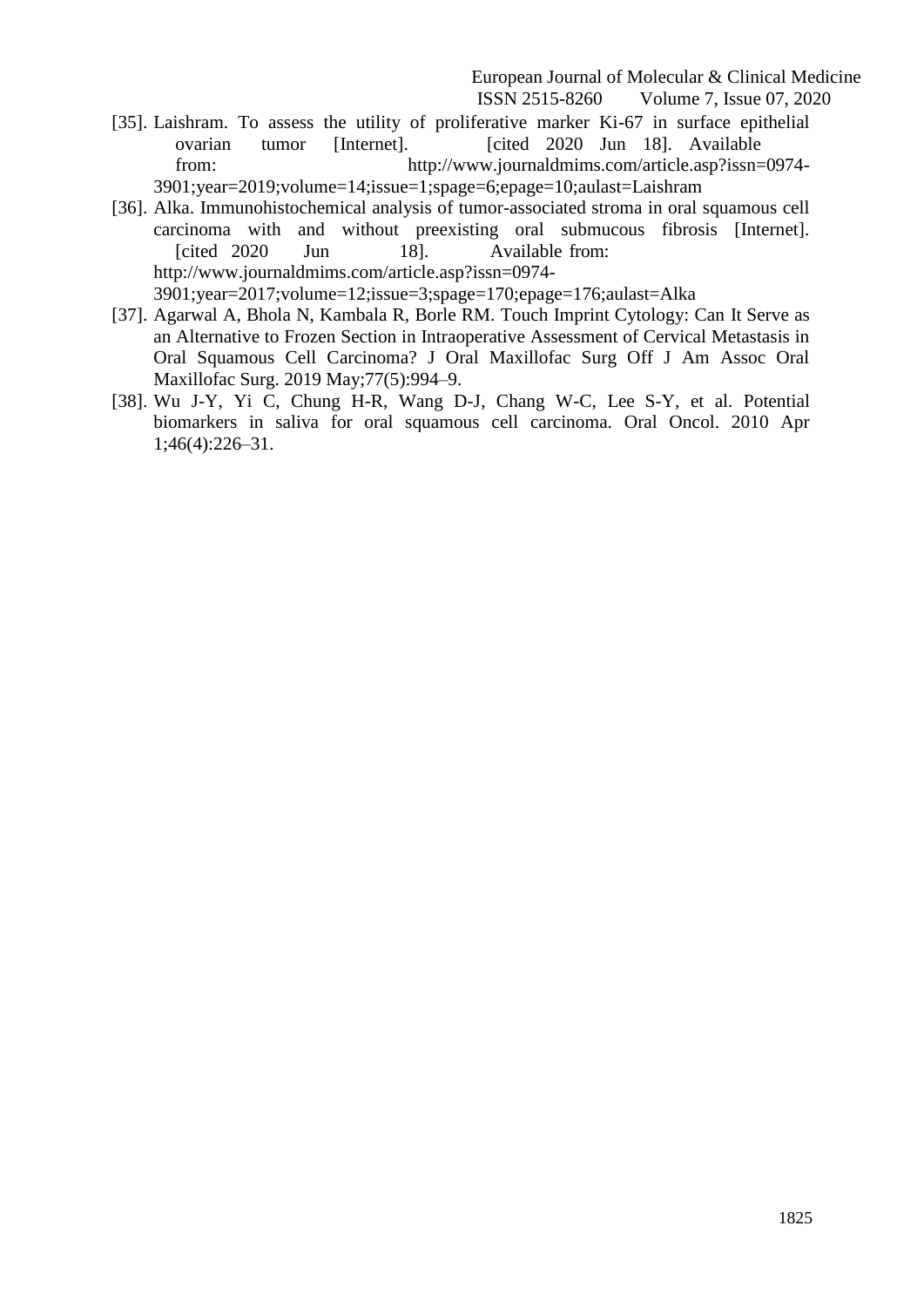[35]. Laishram. To assess the utility of proliferative marker Ki-67 in surface epithelial ovarian tumor [Internet]. [cited 2020 Jun 18]. Available from: http://www.journaldmims.com/article.asp?issn=0974-3901;year=2019;volume=14;issue=1;spage=6;epage=10;aulast=Laishram

[36]. Alka. Immunohistochemical analysis of tumor-associated stroma in oral squamous cell carcinoma with and without preexisting oral submucous fibrosis [Internet]. [cited 2020 Jun 18]. Available from: http://www.journaldmims.com/article.asp?issn=0974-3901;year=2017;volume=12;issue=3;spage=170;epage=176;aulast=Alka

[37]. Agarwal A, Bhola N, Kambala R, Borle RM. Touch Imprint Cytology: Can It Serve as an Alternative to Frozen Section in Intraoperative Assessment of Cervical Metastasis in Oral Squamous Cell Carcinoma? J Oral Maxillofac Surg Off J Am Assoc Oral Maxillofac Surg. 2019 May;77(5):994–9.

[38]. Wu J-Y, Yi C, Chung H-R, Wang D-J, Chang W-C, Lee S-Y, et al. Potential biomarkers in saliva for oral squamous cell carcinoma. Oral Oncol. 2010 Apr 1;46(4):226–31.